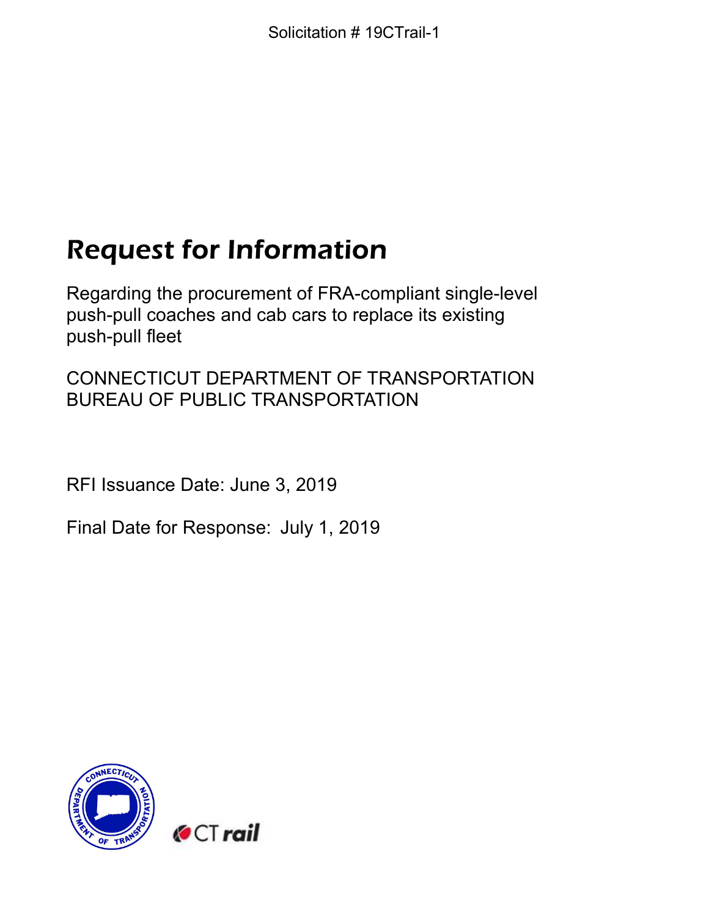Solicitation # 19CTrail-1

# Request for Information

Regarding the procurement of FRA-compliant single-level push-pull coaches and cab cars to replace its existing push-pull fleet

CONNECTICUT DEPARTMENT OF TRANSPORTATION
BUREAU OF PUBLIC TRANSPORTATION

RFI Issuance Date: June 3, 2019

Final Date for Response: July 1, 2019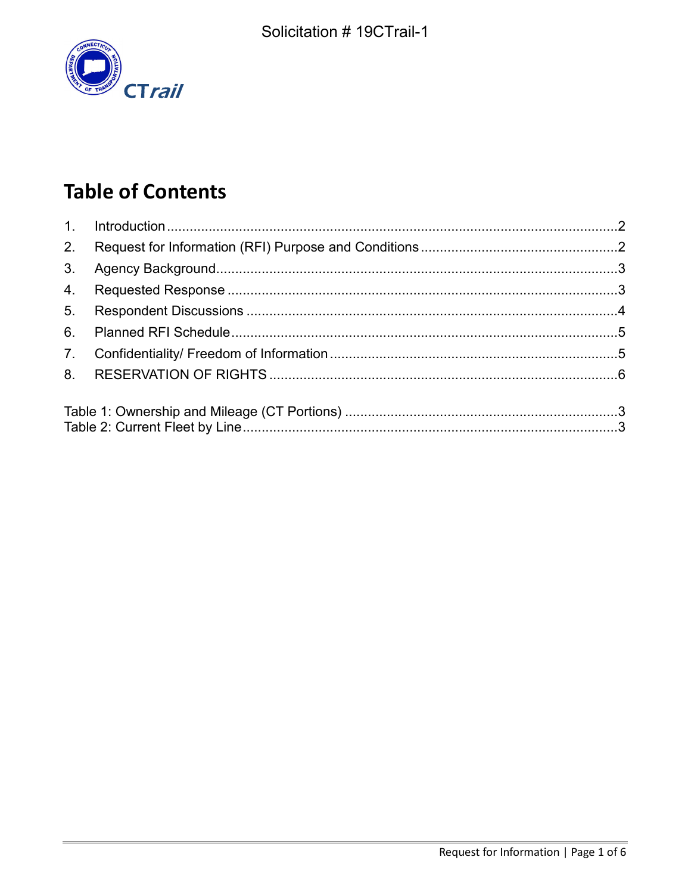Solicitation # 19CTrail-1

CTrail

# Table of Contents

1. Introduction .......................................................................................................................2
2. Request for Information (RFI) Purpose and Conditions ....................................................2
3. Agency Background..........................................................................................................3
4. Requested Response .......................................................................................................3
5. Respondent Discussions ...................................................................................................4
6. Planned RFI Schedule.......................................................................................................5
7. Confidentiality/ Freedom of Information ............................................................................5
8. RESERVATION OF RIGHTS ............................................................................................6

Table 1: Ownership and Mileage (CT Portions) ........................................................................3
Table 2: Current Fleet by Line...................................................................................................3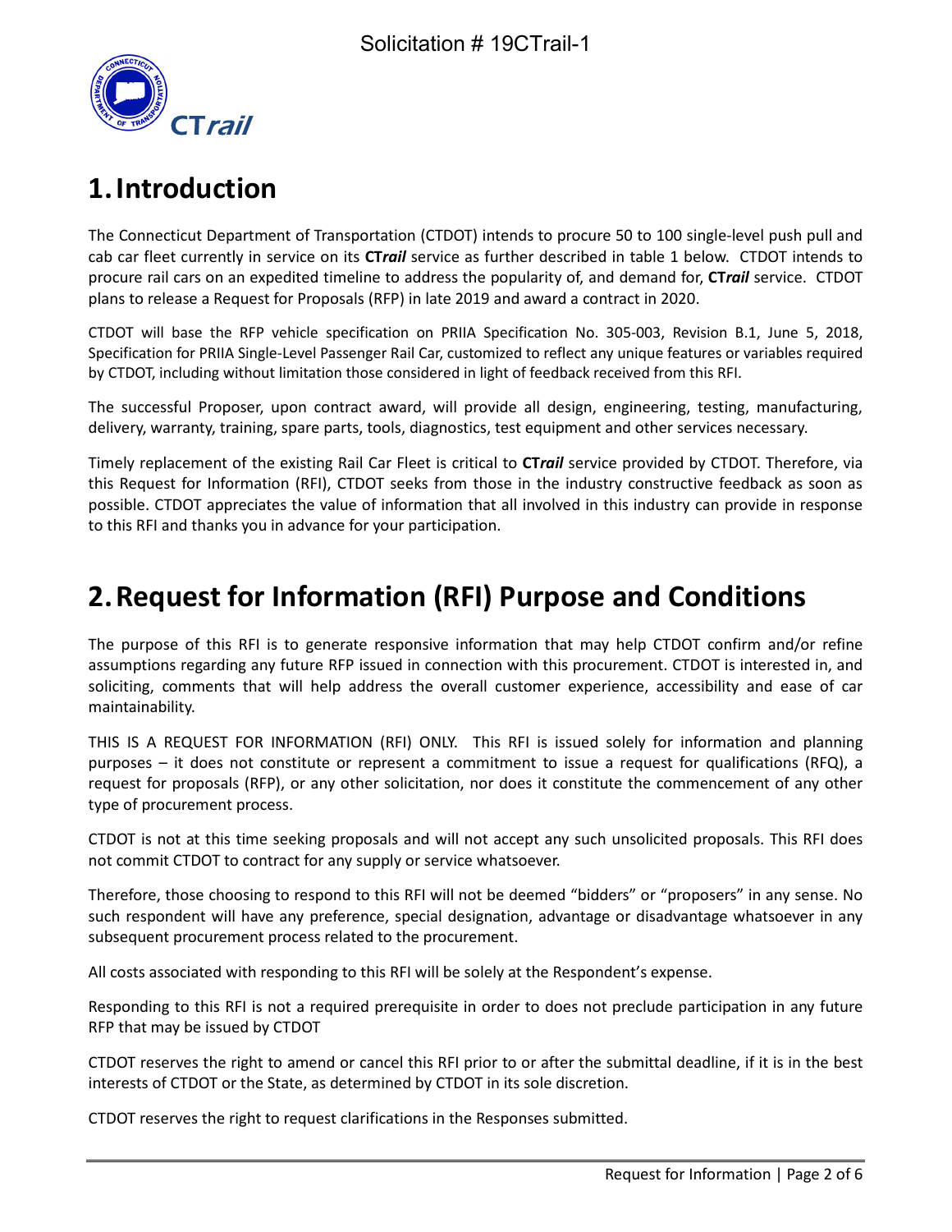# 1. Introduction

The Connecticut Department of Transportation (CTDOT) intends to procure 50 to 100 single-level push pull and cab car fleet currently in service on its **CT*rail*** service as further described in table 1 below. CTDOT intends to procure rail cars on an expedited timeline to address the popularity of, and demand for, **CT*rail*** service. CTDOT plans to release a Request for Proposals (RFP) in late 2019 and award a contract in 2020.

CTDOT will base the RFP vehicle specification on PRIIA Specification No. 305-003, Revision B.1, June 5, 2018, Specification for PRIIA Single-Level Passenger Rail Car, customized to reflect any unique features or variables required by CTDOT, including without limitation those considered in light of feedback received from this RFI.

The successful Proposer, upon contract award, will provide all design, engineering, testing, manufacturing, delivery, warranty, training, spare parts, tools, diagnostics, test equipment and other services necessary.

Timely replacement of the existing Rail Car Fleet is critical to **CT*rail*** service provided by CTDOT. Therefore, via this Request for Information (RFI), CTDOT seeks from those in the industry constructive feedback as soon as possible. CTDOT appreciates the value of information that all involved in this industry can provide in response to this RFI and thanks you in advance for your participation.

# 2. Request for Information (RFI) Purpose and Conditions

The purpose of this RFI is to generate responsive information that may help CTDOT confirm and/or refine assumptions regarding any future RFP issued in connection with this procurement. CTDOT is interested in, and soliciting, comments that will help address the overall customer experience, accessibility and ease of car maintainability.

THIS IS A REQUEST FOR INFORMATION (RFI) ONLY. This RFI is issued solely for information and planning purposes – it does not constitute or represent a commitment to issue a request for qualifications (RFQ), a request for proposals (RFP), or any other solicitation, nor does it constitute the commencement of any other type of procurement process.

CTDOT is not at this time seeking proposals and will not accept any such unsolicited proposals. This RFI does not commit CTDOT to contract for any supply or service whatsoever.

Therefore, those choosing to respond to this RFI will not be deemed "bidders" or "proposers" in any sense. No such respondent will have any preference, special designation, advantage or disadvantage whatsoever in any subsequent procurement process related to the procurement.

All costs associated with responding to this RFI will be solely at the Respondent's expense.

Responding to this RFI is not a required prerequisite in order to does not preclude participation in any future RFP that may be issued by CTDOT

CTDOT reserves the right to amend or cancel this RFI prior to or after the submittal deadline, if it is in the best interests of CTDOT or the State, as determined by CTDOT in its sole discretion.

CTDOT reserves the right to request clarifications in the Responses submitted.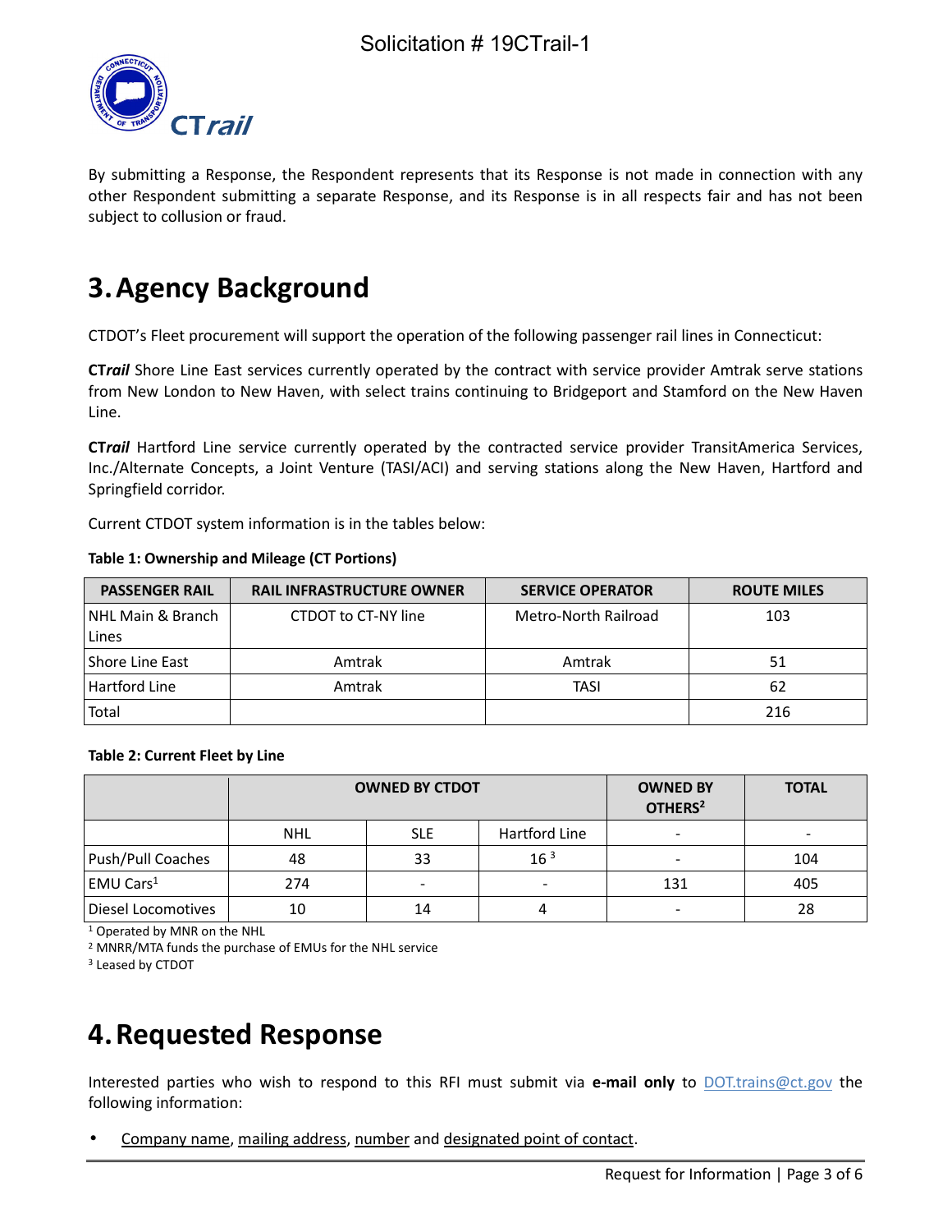By submitting a Response, the Respondent represents that its Response is not made in connection with any other Respondent submitting a separate Response, and its Response is in all respects fair and has not been subject to collusion or fraud.

# 3. Agency Background

CTDOT's Fleet procurement will support the operation of the following passenger rail lines in Connecticut:

**CT*rail*** Shore Line East services currently operated by the contract with service provider Amtrak serve stations from New London to New Haven, with select trains continuing to Bridgeport and Stamford on the New Haven Line.

**CT*rail*** Hartford Line service currently operated by the contracted service provider TransitAmerica Services, Inc./Alternate Concepts, a Joint Venture (TASI/ACI) and serving stations along the New Haven, Hartford and Springfield corridor.

Current CTDOT system information is in the tables below:

**Table 1: Ownership and Mileage (CT Portions)**

| PASSENGER RAIL | RAIL INFRASTRUCTURE OWNER | SERVICE OPERATOR | ROUTE MILES |
|---|---|---|---|
| NHL Main & Branch Lines | CTDOT to CT-NY line | Metro-North Railroad | 103 |
| Shore Line East | Amtrak | Amtrak | 51 |
| Hartford Line | Amtrak | TASI | 62 |
| Total | | | 216 |

**Table 2: Current Fleet by Line**

| | OWNED BY CTDOT | | | OWNED BY OTHERS[2] | TOTAL |
|---|---|---|---|---|---|
| | NHL | SLE | Hartford Line | - | - |
| Push/Pull Coaches | 48 | 33 | 16 [3] | - | 104 |
| EMU Cars[1] | 274 | - | - | 131 | 405 |
| Diesel Locomotives | 10 | 14 | 4 | - | 28 |

[1] Operated by MNR on the NHL

[2] MNRR/MTA funds the purchase of EMUs for the NHL service

[3] Leased by CTDOT

# 4. Requested Response

Interested parties who wish to respond to this RFI must submit via **e-mail only** to DOT.trains@ct.gov the following information:

- Company name, mailing address, number and designated point of contact.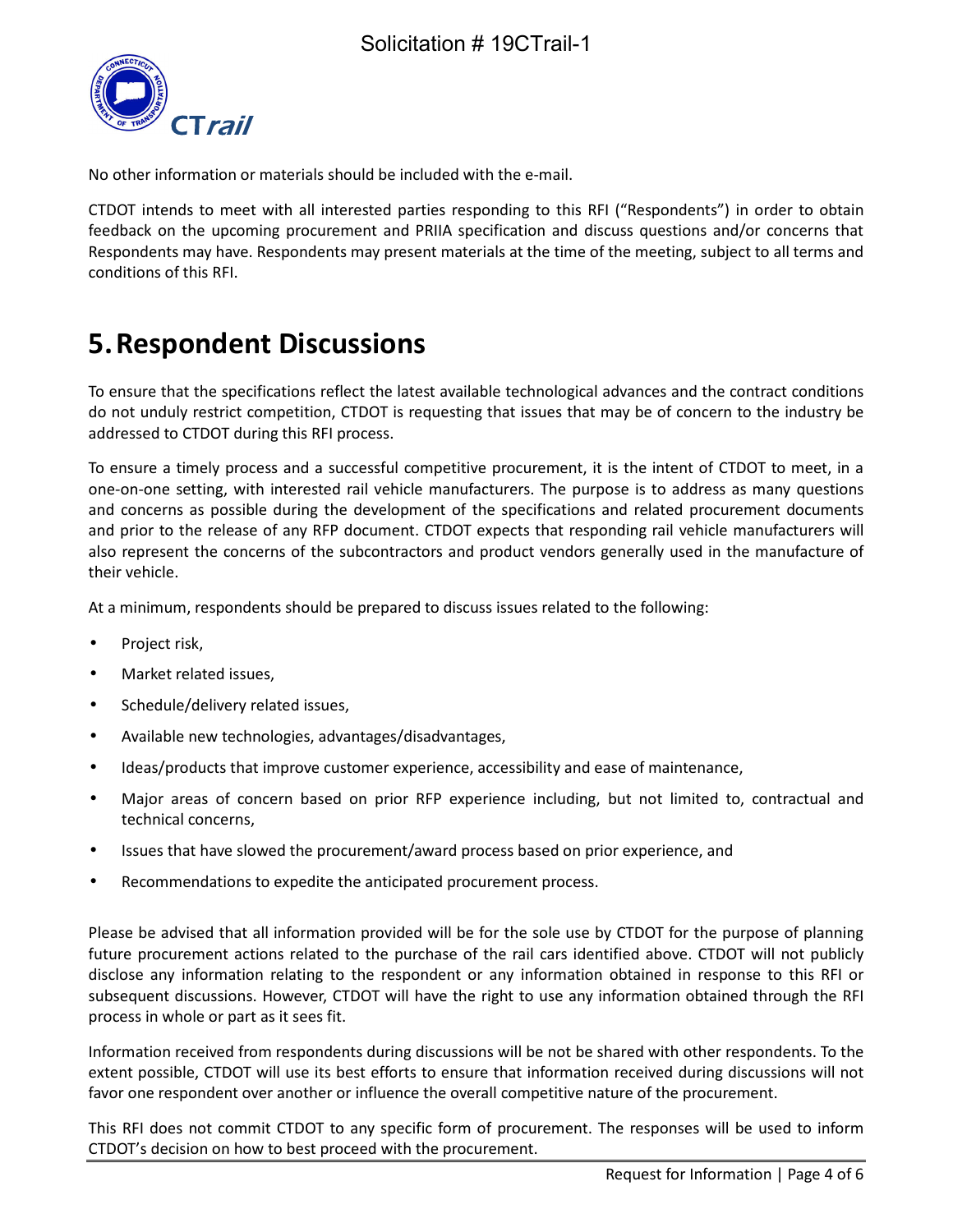No other information or materials should be included with the e-mail.

CTDOT intends to meet with all interested parties responding to this RFI ("Respondents") in order to obtain feedback on the upcoming procurement and PRIIA specification and discuss questions and/or concerns that Respondents may have. Respondents may present materials at the time of the meeting, subject to all terms and conditions of this RFI.

# 5. Respondent Discussions

To ensure that the specifications reflect the latest available technological advances and the contract conditions do not unduly restrict competition, CTDOT is requesting that issues that may be of concern to the industry be addressed to CTDOT during this RFI process.

To ensure a timely process and a successful competitive procurement, it is the intent of CTDOT to meet, in a one-on-one setting, with interested rail vehicle manufacturers. The purpose is to address as many questions and concerns as possible during the development of the specifications and related procurement documents and prior to the release of any RFP document. CTDOT expects that responding rail vehicle manufacturers will also represent the concerns of the subcontractors and product vendors generally used in the manufacture of their vehicle.

At a minimum, respondents should be prepared to discuss issues related to the following:

- Project risk,
- Market related issues,
- Schedule/delivery related issues,
- Available new technologies, advantages/disadvantages,
- Ideas/products that improve customer experience, accessibility and ease of maintenance,
- Major areas of concern based on prior RFP experience including, but not limited to, contractual and technical concerns,
- Issues that have slowed the procurement/award process based on prior experience, and
- Recommendations to expedite the anticipated procurement process.

Please be advised that all information provided will be for the sole use by CTDOT for the purpose of planning future procurement actions related to the purchase of the rail cars identified above. CTDOT will not publicly disclose any information relating to the respondent or any information obtained in response to this RFI or subsequent discussions. However, CTDOT will have the right to use any information obtained through the RFI process in whole or part as it sees fit.

Information received from respondents during discussions will be not be shared with other respondents. To the extent possible, CTDOT will use its best efforts to ensure that information received during discussions will not favor one respondent over another or influence the overall competitive nature of the procurement.

This RFI does not commit CTDOT to any specific form of procurement. The responses will be used to inform CTDOT's decision on how to best proceed with the procurement.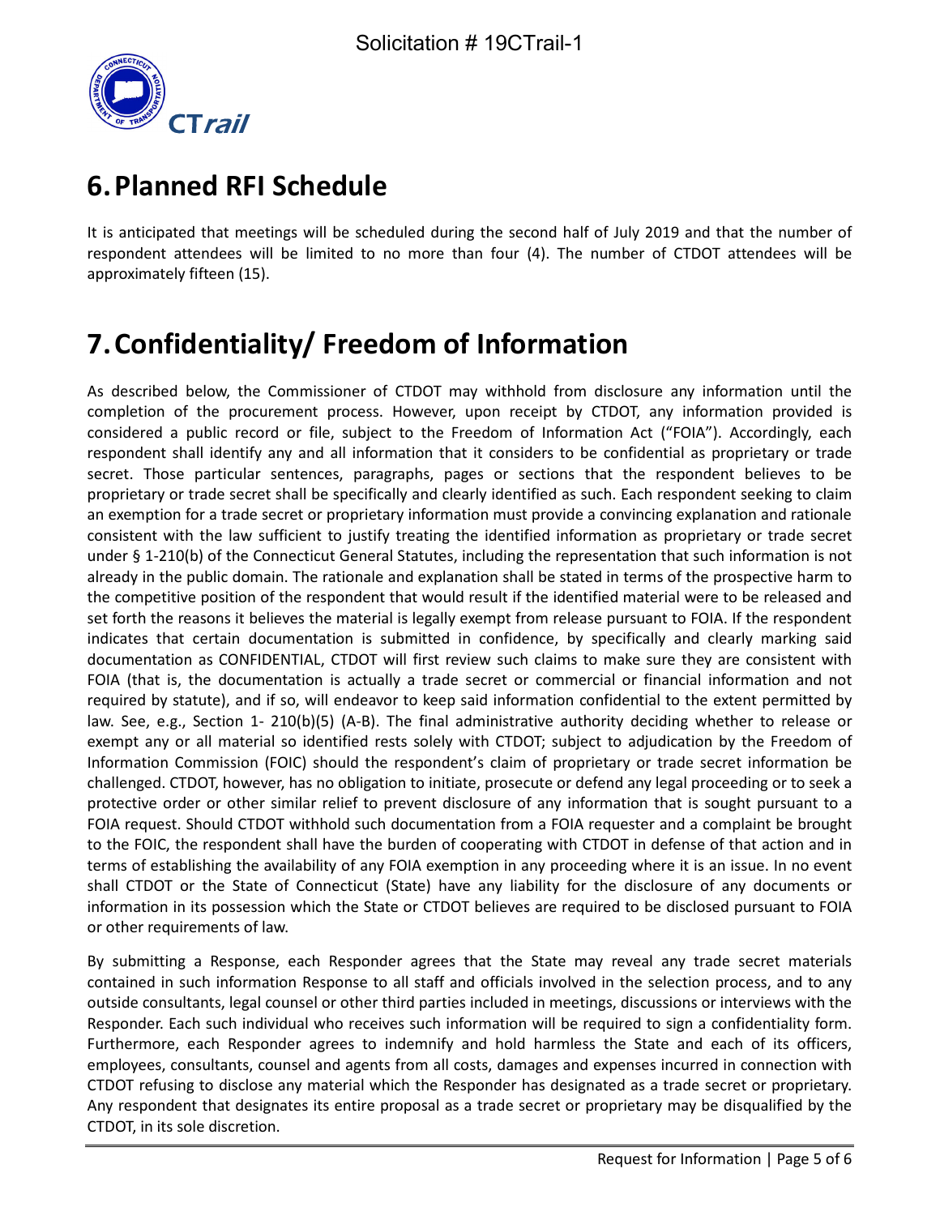# 6. Planned RFI Schedule

It is anticipated that meetings will be scheduled during the second half of July 2019 and that the number of respondent attendees will be limited to no more than four (4). The number of CTDOT attendees will be approximately fifteen (15).

# 7. Confidentiality/ Freedom of Information

As described below, the Commissioner of CTDOT may withhold from disclosure any information until the completion of the procurement process. However, upon receipt by CTDOT, any information provided is considered a public record or file, subject to the Freedom of Information Act ("FOIA"). Accordingly, each respondent shall identify any and all information that it considers to be confidential as proprietary or trade secret. Those particular sentences, paragraphs, pages or sections that the respondent believes to be proprietary or trade secret shall be specifically and clearly identified as such. Each respondent seeking to claim an exemption for a trade secret or proprietary information must provide a convincing explanation and rationale consistent with the law sufficient to justify treating the identified information as proprietary or trade secret under § 1-210(b) of the Connecticut General Statutes, including the representation that such information is not already in the public domain. The rationale and explanation shall be stated in terms of the prospective harm to the competitive position of the respondent that would result if the identified material were to be released and set forth the reasons it believes the material is legally exempt from release pursuant to FOIA. If the respondent indicates that certain documentation is submitted in confidence, by specifically and clearly marking said documentation as CONFIDENTIAL, CTDOT will first review such claims to make sure they are consistent with FOIA (that is, the documentation is actually a trade secret or commercial or financial information and not required by statute), and if so, will endeavor to keep said information confidential to the extent permitted by law. See, e.g., Section 1- 210(b)(5) (A-B). The final administrative authority deciding whether to release or exempt any or all material so identified rests solely with CTDOT; subject to adjudication by the Freedom of Information Commission (FOIC) should the respondent's claim of proprietary or trade secret information be challenged. CTDOT, however, has no obligation to initiate, prosecute or defend any legal proceeding or to seek a protective order or other similar relief to prevent disclosure of any information that is sought pursuant to a FOIA request. Should CTDOT withhold such documentation from a FOIA requester and a complaint be brought to the FOIC, the respondent shall have the burden of cooperating with CTDOT in defense of that action and in terms of establishing the availability of any FOIA exemption in any proceeding where it is an issue. In no event shall CTDOT or the State of Connecticut (State) have any liability for the disclosure of any documents or information in its possession which the State or CTDOT believes are required to be disclosed pursuant to FOIA or other requirements of law.

By submitting a Response, each Responder agrees that the State may reveal any trade secret materials contained in such information Response to all staff and officials involved in the selection process, and to any outside consultants, legal counsel or other third parties included in meetings, discussions or interviews with the Responder. Each such individual who receives such information will be required to sign a confidentiality form. Furthermore, each Responder agrees to indemnify and hold harmless the State and each of its officers, employees, consultants, counsel and agents from all costs, damages and expenses incurred in connection with CTDOT refusing to disclose any material which the Responder has designated as a trade secret or proprietary. Any respondent that designates its entire proposal as a trade secret or proprietary may be disqualified by the CTDOT, in its sole discretion.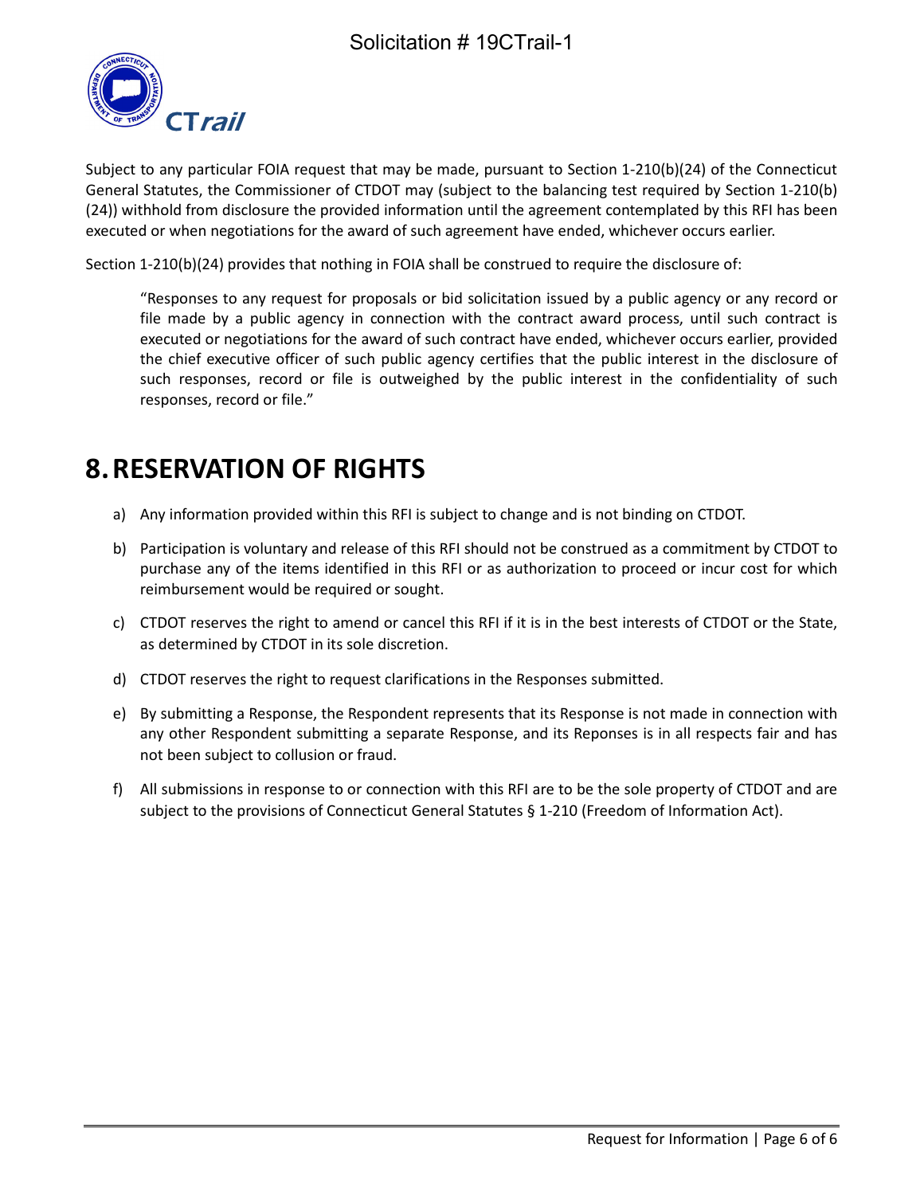Subject to any particular FOIA request that may be made, pursuant to Section 1-210(b)(24) of the Connecticut General Statutes, the Commissioner of CTDOT may (subject to the balancing test required by Section 1-210(b)(24)) withhold from disclosure the provided information until the agreement contemplated by this RFI has been executed or when negotiations for the award of such agreement have ended, whichever occurs earlier.

Section 1-210(b)(24) provides that nothing in FOIA shall be construed to require the disclosure of:

> "Responses to any request for proposals or bid solicitation issued by a public agency or any record or file made by a public agency in connection with the contract award process, until such contract is executed or negotiations for the award of such contract have ended, whichever occurs earlier, provided the chief executive officer of such public agency certifies that the public interest in the disclosure of such responses, record or file is outweighed by the public interest in the confidentiality of such responses, record or file."

# 8. RESERVATION OF RIGHTS

a) Any information provided within this RFI is subject to change and is not binding on CTDOT.

b) Participation is voluntary and release of this RFI should not be construed as a commitment by CTDOT to purchase any of the items identified in this RFI or as authorization to proceed or incur cost for which reimbursement would be required or sought.

c) CTDOT reserves the right to amend or cancel this RFI if it is in the best interests of CTDOT or the State, as determined by CTDOT in its sole discretion.

d) CTDOT reserves the right to request clarifications in the Responses submitted.

e) By submitting a Response, the Respondent represents that its Response is not made in connection with any other Respondent submitting a separate Response, and its Reponses is in all respects fair and has not been subject to collusion or fraud.

f) All submissions in response to or connection with this RFI are to be the sole property of CTDOT and are subject to the provisions of Connecticut General Statutes § 1-210 (Freedom of Information Act).